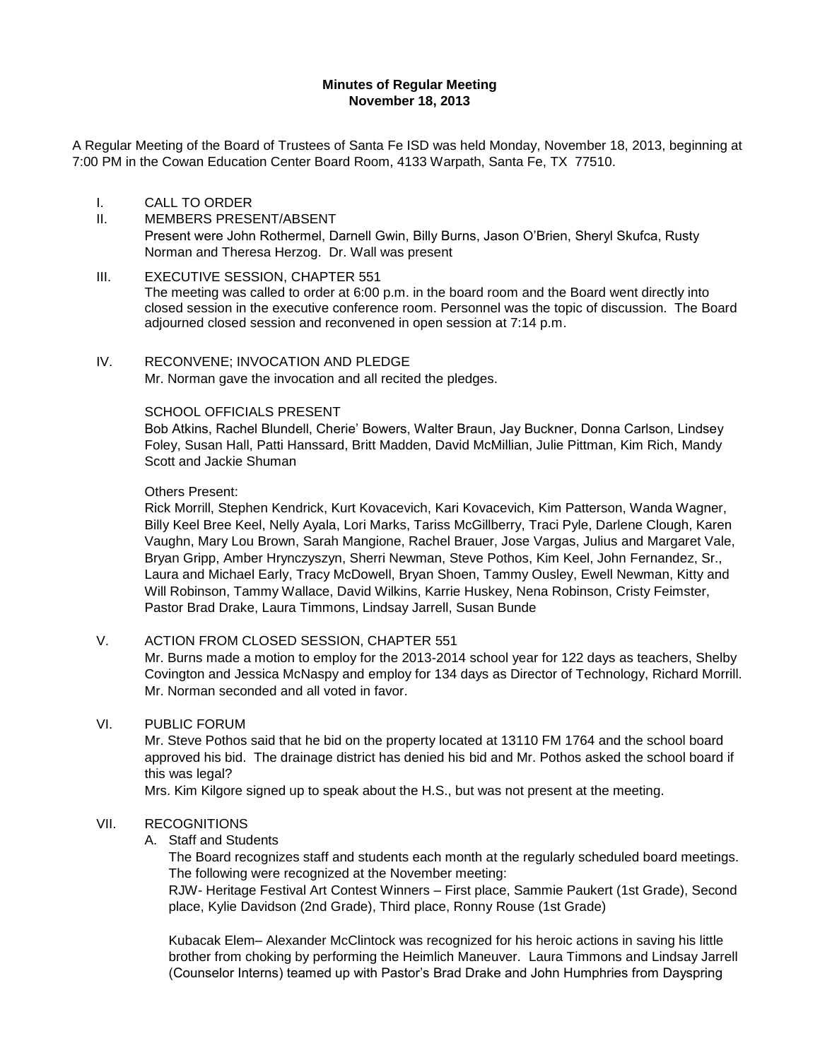**Minutes of Regular Meeting**
**November 18, 2013**

A Regular Meeting of the Board of Trustees of Santa Fe ISD was held Monday, November 18, 2013, beginning at 7:00 PM in the Cowan Education Center Board Room, 4133 Warpath, Santa Fe, TX 77510.

I. CALL TO ORDER

II. MEMBERS PRESENT/ABSENT
Present were John Rothermel, Darnell Gwin, Billy Burns, Jason O'Brien, Sheryl Skufca, Rusty Norman and Theresa Herzog. Dr. Wall was present

III. EXECUTIVE SESSION, CHAPTER 551
The meeting was called to order at 6:00 p.m. in the board room and the Board went directly into closed session in the executive conference room. Personnel was the topic of discussion. The Board adjourned closed session and reconvened in open session at 7:14 p.m.

IV. RECONVENE; INVOCATION AND PLEDGE
Mr. Norman gave the invocation and all recited the pledges.

SCHOOL OFFICIALS PRESENT
Bob Atkins, Rachel Blundell, Cherie' Bowers, Walter Braun, Jay Buckner, Donna Carlson, Lindsey Foley, Susan Hall, Patti Hanssard, Britt Madden, David McMillian, Julie Pittman, Kim Rich, Mandy Scott and Jackie Shuman

Others Present:
Rick Morrill, Stephen Kendrick, Kurt Kovacevich, Kari Kovacevich, Kim Patterson, Wanda Wagner, Billy Keel Bree Keel, Nelly Ayala, Lori Marks, Tariss McGillberry, Traci Pyle, Darlene Clough, Karen Vaughn, Mary Lou Brown, Sarah Mangione, Rachel Brauer, Jose Vargas, Julius and Margaret Vale, Bryan Gripp, Amber Hrynczyszyn, Sherri Newman, Steve Pothos, Kim Keel, John Fernandez, Sr., Laura and Michael Early, Tracy McDowell, Bryan Shoen, Tammy Ousley, Ewell Newman, Kitty and Will Robinson, Tammy Wallace, David Wilkins, Karrie Huskey, Nena Robinson, Cristy Feimster, Pastor Brad Drake, Laura Timmons, Lindsay Jarrell, Susan Bunde

V. ACTION FROM CLOSED SESSION, CHAPTER 551
Mr. Burns made a motion to employ for the 2013-2014 school year for 122 days as teachers, Shelby Covington and Jessica McNaspy and employ for 134 days as Director of Technology, Richard Morrill. Mr. Norman seconded and all voted in favor.

VI. PUBLIC FORUM
Mr. Steve Pothos said that he bid on the property located at 13110 FM 1764 and the school board approved his bid. The drainage district has denied his bid and Mr. Pothos asked the school board if this was legal?
Mrs. Kim Kilgore signed up to speak about the H.S., but was not present at the meeting.

VII. RECOGNITIONS

A. Staff and Students
The Board recognizes staff and students each month at the regularly scheduled board meetings. The following were recognized at the November meeting:
RJW- Heritage Festival Art Contest Winners – First place, Sammie Paukert (1st Grade), Second place, Kylie Davidson (2nd Grade), Third place, Ronny Rouse (1st Grade)

Kubacak Elem– Alexander McClintock was recognized for his heroic actions in saving his little brother from choking by performing the Heimlich Maneuver. Laura Timmons and Lindsay Jarrell (Counselor Interns) teamed up with Pastor's Brad Drake and John Humphries from Dayspring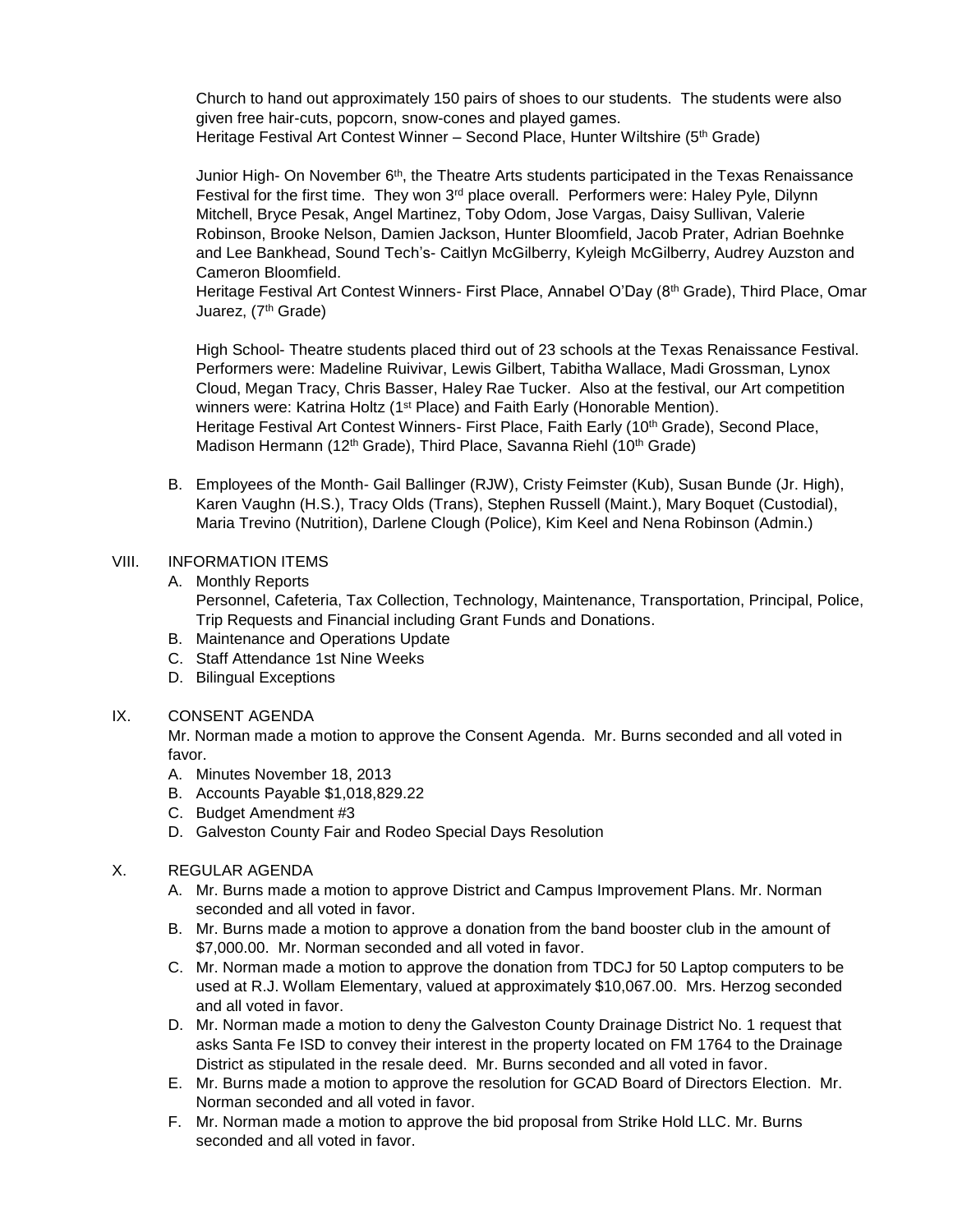Church to hand out approximately 150 pairs of shoes to our students. The students were also given free hair-cuts, popcorn, snow-cones and played games.
Heritage Festival Art Contest Winner – Second Place, Hunter Wiltshire (5th Grade)

Junior High- On November 6th, the Theatre Arts students participated in the Texas Renaissance Festival for the first time. They won 3rd place overall. Performers were: Haley Pyle, Dilynn Mitchell, Bryce Pesak, Angel Martinez, Toby Odom, Jose Vargas, Daisy Sullivan, Valerie Robinson, Brooke Nelson, Damien Jackson, Hunter Bloomfield, Jacob Prater, Adrian Boehnke and Lee Bankhead, Sound Tech's- Caitlyn McGilberry, Kyleigh McGilberry, Audrey Auzston and Cameron Bloomfield.
Heritage Festival Art Contest Winners- First Place, Annabel O'Day (8th Grade), Third Place, Omar Juarez, (7th Grade)

High School- Theatre students placed third out of 23 schools at the Texas Renaissance Festival. Performers were: Madeline Ruivivar, Lewis Gilbert, Tabitha Wallace, Madi Grossman, Lynox Cloud, Megan Tracy, Chris Basser, Haley Rae Tucker. Also at the festival, our Art competition winners were: Katrina Holtz (1st Place) and Faith Early (Honorable Mention).
Heritage Festival Art Contest Winners- First Place, Faith Early (10th Grade), Second Place, Madison Hermann (12th Grade), Third Place, Savanna Riehl (10th Grade)

B. Employees of the Month- Gail Ballinger (RJW), Cristy Feimster (Kub), Susan Bunde (Jr. High), Karen Vaughn (H.S.), Tracy Olds (Trans), Stephen Russell (Maint.), Mary Boquet (Custodial), Maria Trevino (Nutrition), Darlene Clough (Police), Kim Keel and Nena Robinson (Admin.)

VIII. INFORMATION ITEMS

A. Monthly Reports
Personnel, Cafeteria, Tax Collection, Technology, Maintenance, Transportation, Principal, Police, Trip Requests and Financial including Grant Funds and Donations.
B. Maintenance and Operations Update
C. Staff Attendance 1st Nine Weeks
D. Bilingual Exceptions

IX. CONSENT AGENDA

Mr. Norman made a motion to approve the Consent Agenda. Mr. Burns seconded and all voted in favor.

A. Minutes November 18, 2013
B. Accounts Payable $1,018,829.22
C. Budget Amendment #3
D. Galveston County Fair and Rodeo Special Days Resolution

X. REGULAR AGENDA

A. Mr. Burns made a motion to approve District and Campus Improvement Plans. Mr. Norman seconded and all voted in favor.
B. Mr. Burns made a motion to approve a donation from the band booster club in the amount of $7,000.00. Mr. Norman seconded and all voted in favor.
C. Mr. Norman made a motion to approve the donation from TDCJ for 50 Laptop computers to be used at R.J. Wollam Elementary, valued at approximately $10,067.00. Mrs. Herzog seconded and all voted in favor.
D. Mr. Norman made a motion to deny the Galveston County Drainage District No. 1 request that asks Santa Fe ISD to convey their interest in the property located on FM 1764 to the Drainage District as stipulated in the resale deed. Mr. Burns seconded and all voted in favor.
E. Mr. Burns made a motion to approve the resolution for GCAD Board of Directors Election. Mr. Norman seconded and all voted in favor.
F. Mr. Norman made a motion to approve the bid proposal from Strike Hold LLC. Mr. Burns seconded and all voted in favor.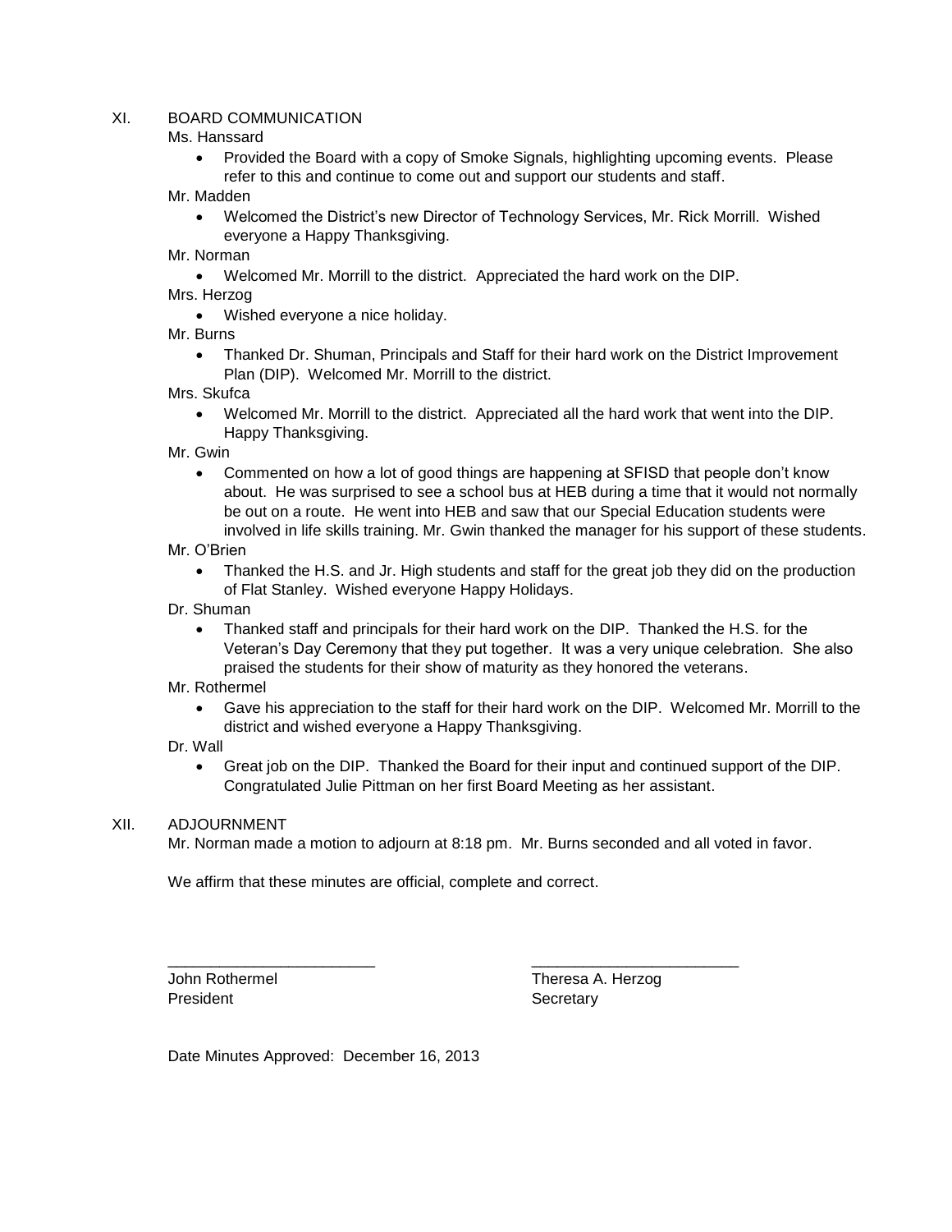## XI. BOARD COMMUNICATION

Ms. Hanssard

- Provided the Board with a copy of Smoke Signals, highlighting upcoming events. Please refer to this and continue to come out and support our students and staff.

Mr. Madden

- Welcomed the District's new Director of Technology Services, Mr. Rick Morrill. Wished everyone a Happy Thanksgiving.

Mr. Norman

- Welcomed Mr. Morrill to the district. Appreciated the hard work on the DIP.

Mrs. Herzog

- Wished everyone a nice holiday.

Mr. Burns

- Thanked Dr. Shuman, Principals and Staff for their hard work on the District Improvement Plan (DIP). Welcomed Mr. Morrill to the district.

Mrs. Skufca

- Welcomed Mr. Morrill to the district. Appreciated all the hard work that went into the DIP. Happy Thanksgiving.

Mr. Gwin

- Commented on how a lot of good things are happening at SFISD that people don't know about. He was surprised to see a school bus at HEB during a time that it would not normally be out on a route. He went into HEB and saw that our Special Education students were involved in life skills training. Mr. Gwin thanked the manager for his support of these students.

Mr. O'Brien

- Thanked the H.S. and Jr. High students and staff for the great job they did on the production of Flat Stanley. Wished everyone Happy Holidays.

Dr. Shuman

- Thanked staff and principals for their hard work on the DIP. Thanked the H.S. for the Veteran's Day Ceremony that they put together. It was a very unique celebration. She also praised the students for their show of maturity as they honored the veterans.

Mr. Rothermel

- Gave his appreciation to the staff for their hard work on the DIP. Welcomed Mr. Morrill to the district and wished everyone a Happy Thanksgiving.

Dr. Wall

- Great job on the DIP. Thanked the Board for their input and continued support of the DIP. Congratulated Julie Pittman on her first Board Meeting as her assistant.

## XII. ADJOURNMENT

Mr. Norman made a motion to adjourn at 8:18 pm. Mr. Burns seconded and all voted in favor.

We affirm that these minutes are official, complete and correct.

________________________
John Rothermel
President

________________________
Theresa A. Herzog
Secretary

Date Minutes Approved: December 16, 2013